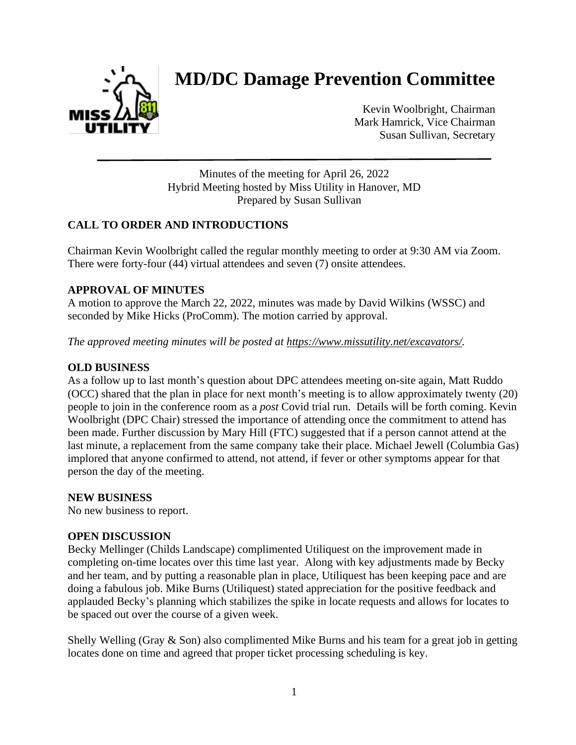# MD/DC Damage Prevention Committee

Kevin Woolbright, Chairman
Mark Hamrick, Vice Chairman
Susan Sullivan, Secretary

---

Minutes of the meeting for April 26, 2022
Hybrid Meeting hosted by Miss Utility in Hanover, MD
Prepared by Susan Sullivan

## CALL TO ORDER AND INTRODUCTIONS

Chairman Kevin Woolbright called the regular monthly meeting to order at 9:30 AM via Zoom. There were forty-four (44) virtual attendees and seven (7) onsite attendees.

## APPROVAL OF MINUTES

A motion to approve the March 22, 2022, minutes was made by David Wilkins (WSSC) and seconded by Mike Hicks (ProComm). The motion carried by approval.

*The approved meeting minutes will be posted at https://www.missutility.net/excavators/.*

## OLD BUSINESS

As a follow up to last month's question about DPC attendees meeting on-site again, Matt Ruddo (OCC) shared that the plan in place for next month's meeting is to allow approximately twenty (20) people to join in the conference room as a *post* Covid trial run. Details will be forth coming. Kevin Woolbright (DPC Chair) stressed the importance of attending once the commitment to attend has been made. Further discussion by Mary Hill (FTC) suggested that if a person cannot attend at the last minute, a replacement from the same company take their place. Michael Jewell (Columbia Gas) implored that anyone confirmed to attend, not attend, if fever or other symptoms appear for that person the day of the meeting.

## NEW BUSINESS

No new business to report.

## OPEN DISCUSSION

Becky Mellinger (Childs Landscape) complimented Utiliquest on the improvement made in completing on-time locates over this time last year. Along with key adjustments made by Becky and her team, and by putting a reasonable plan in place, Utiliquest has been keeping pace and are doing a fabulous job. Mike Burns (Utiliquest) stated appreciation for the positive feedback and applauded Becky's planning which stabilizes the spike in locate requests and allows for locates to be spaced out over the course of a given week.

Shelly Welling (Gray & Son) also complimented Mike Burns and his team for a great job in getting locates done on time and agreed that proper ticket processing scheduling is key.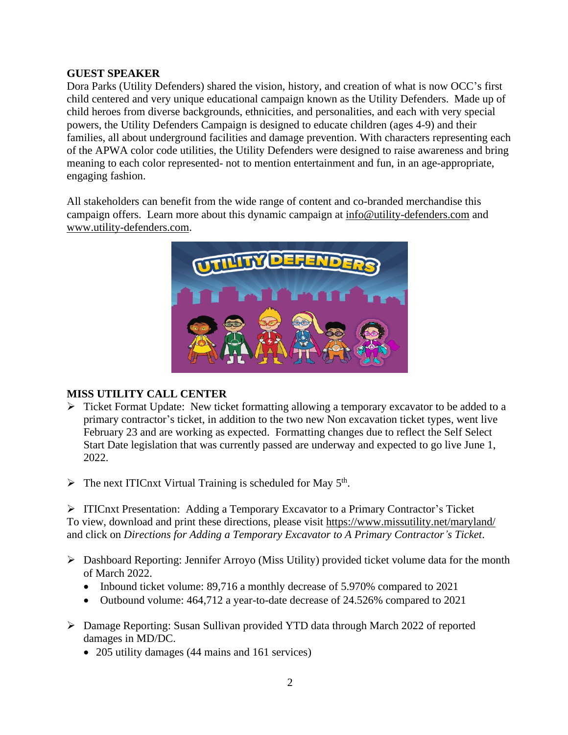## GUEST SPEAKER

Dora Parks (Utility Defenders) shared the vision, history, and creation of what is now OCC's first child centered and very unique educational campaign known as the Utility Defenders. Made up of child heroes from diverse backgrounds, ethnicities, and personalities, and each with very special powers, the Utility Defenders Campaign is designed to educate children (ages 4-9) and their families, all about underground facilities and damage prevention. With characters representing each of the APWA color code utilities, the Utility Defenders were designed to raise awareness and bring meaning to each color represented- not to mention entertainment and fun, in an age-appropriate, engaging fashion.

All stakeholders can benefit from the wide range of content and co-branded merchandise this campaign offers. Learn more about this dynamic campaign at info@utility-defenders.com and www.utility-defenders.com.

## MISS UTILITY CALL CENTER

- Ticket Format Update: New ticket formatting allowing a temporary excavator to be added to a primary contractor's ticket, in addition to the two new Non excavation ticket types, went live February 23 and are working as expected. Formatting changes due to reflect the Self Select Start Date legislation that was currently passed are underway and expected to go live June 1, 2022.

- The next ITICnxt Virtual Training is scheduled for May 5th.

- ITICnxt Presentation: Adding a Temporary Excavator to a Primary Contractor's Ticket

To view, download and print these directions, please visit https://www.missutility.net/maryland/ and click on *Directions for Adding a Temporary Excavator to A Primary Contractor's Ticket*.

- Dashboard Reporting: Jennifer Arroyo (Miss Utility) provided ticket volume data for the month of March 2022.
  - Inbound ticket volume: 89,716 a monthly decrease of 5.970% compared to 2021
  - Outbound volume: 464,712 a year-to-date decrease of 24.526% compared to 2021

- Damage Reporting: Susan Sullivan provided YTD data through March 2022 of reported damages in MD/DC.
  - 205 utility damages (44 mains and 161 services)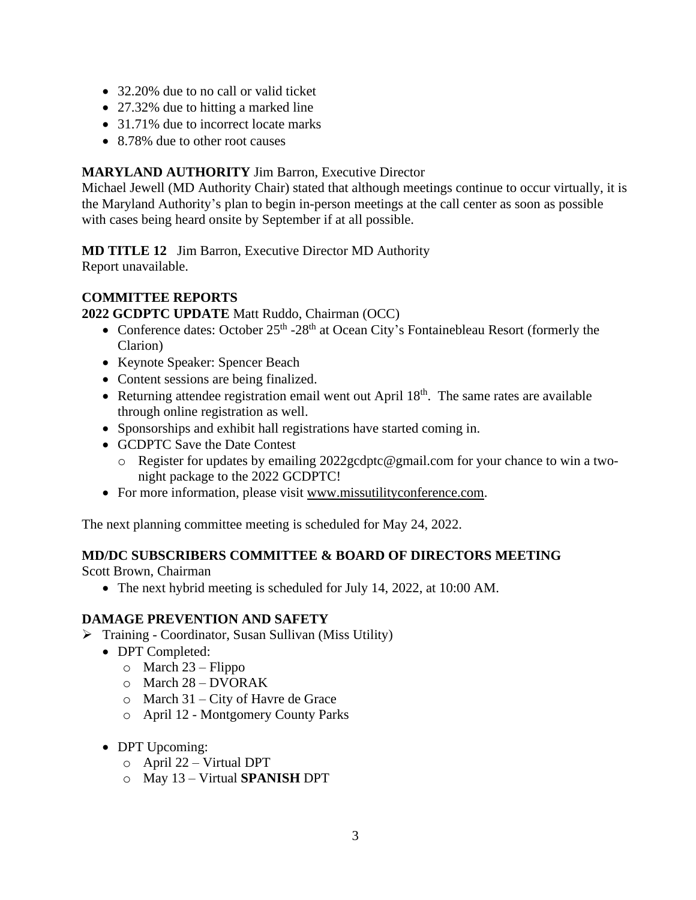- 32.20% due to no call or valid ticket
- 27.32% due to hitting a marked line
- 31.71% due to incorrect locate marks
- 8.78% due to other root causes

**MARYLAND AUTHORITY** Jim Barron, Executive Director
Michael Jewell (MD Authority Chair) stated that although meetings continue to occur virtually, it is the Maryland Authority's plan to begin in-person meetings at the call center as soon as possible with cases being heard onsite by September if at all possible.

**MD TITLE 12** Jim Barron, Executive Director MD Authority
Report unavailable.

**COMMITTEE REPORTS**

**2022 GCDPTC UPDATE** Matt Ruddo, Chairman (OCC)

- Conference dates: October 25th -28th at Ocean City's Fontainebleau Resort (formerly the Clarion)
- Keynote Speaker: Spencer Beach
- Content sessions are being finalized.
- Returning attendee registration email went out April 18th. The same rates are available through online registration as well.
- Sponsorships and exhibit hall registrations have started coming in.
- GCDPTC Save the Date Contest
  - Register for updates by emailing 2022gcdptc@gmail.com for your chance to win a two-night package to the 2022 GCDPTC!
- For more information, please visit www.missutilityconference.com.

The next planning committee meeting is scheduled for May 24, 2022.

**MD/DC SUBSCRIBERS COMMITTEE & BOARD OF DIRECTORS MEETING**
Scott Brown, Chairman

- The next hybrid meeting is scheduled for July 14, 2022, at 10:00 AM.

**DAMAGE PREVENTION AND SAFETY**

- Training - Coordinator, Susan Sullivan (Miss Utility)
  - DPT Completed:
    - March 23 – Flippo
    - March 28 – DVORAK
    - March 31 – City of Havre de Grace
    - April 12 - Montgomery County Parks
  - DPT Upcoming:
    - April 22 – Virtual DPT
    - May 13 – Virtual **SPANISH** DPT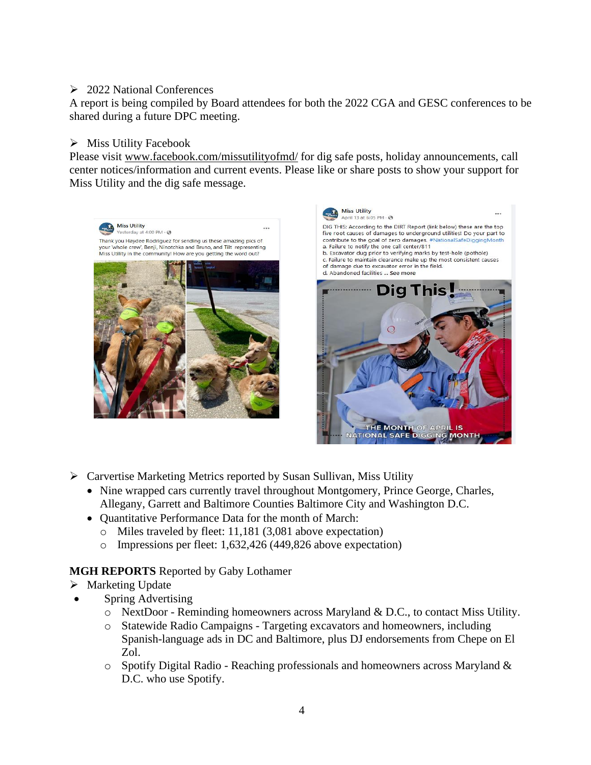- 2022 National Conferences

A report is being compiled by Board attendees for both the 2022 CGA and GESC conferences to be shared during a future DPC meeting.

- Miss Utility Facebook

Please visit www.facebook.com/missutilityofmd/ for dig safe posts, holiday announcements, call center notices/information and current events. Please like or share posts to show your support for Miss Utility and the dig safe message.

- Carvertise Marketing Metrics reported by Susan Sullivan, Miss Utility
  - Nine wrapped cars currently travel throughout Montgomery, Prince George, Charles, Allegany, Garrett and Baltimore Counties Baltimore City and Washington D.C.
  - Quantitative Performance Data for the month of March:
    - Miles traveled by fleet: 11,181 (3,081 above expectation)
    - Impressions per fleet: 1,632,426 (449,826 above expectation)

**MGH REPORTS** Reported by Gaby Lothamer

- Marketing Update
  - Spring Advertising
    - NextDoor - Reminding homeowners across Maryland & D.C., to contact Miss Utility.
    - Statewide Radio Campaigns - Targeting excavators and homeowners, including Spanish-language ads in DC and Baltimore, plus DJ endorsements from Chepe on El Zol.
    - Spotify Digital Radio - Reaching professionals and homeowners across Maryland & D.C. who use Spotify.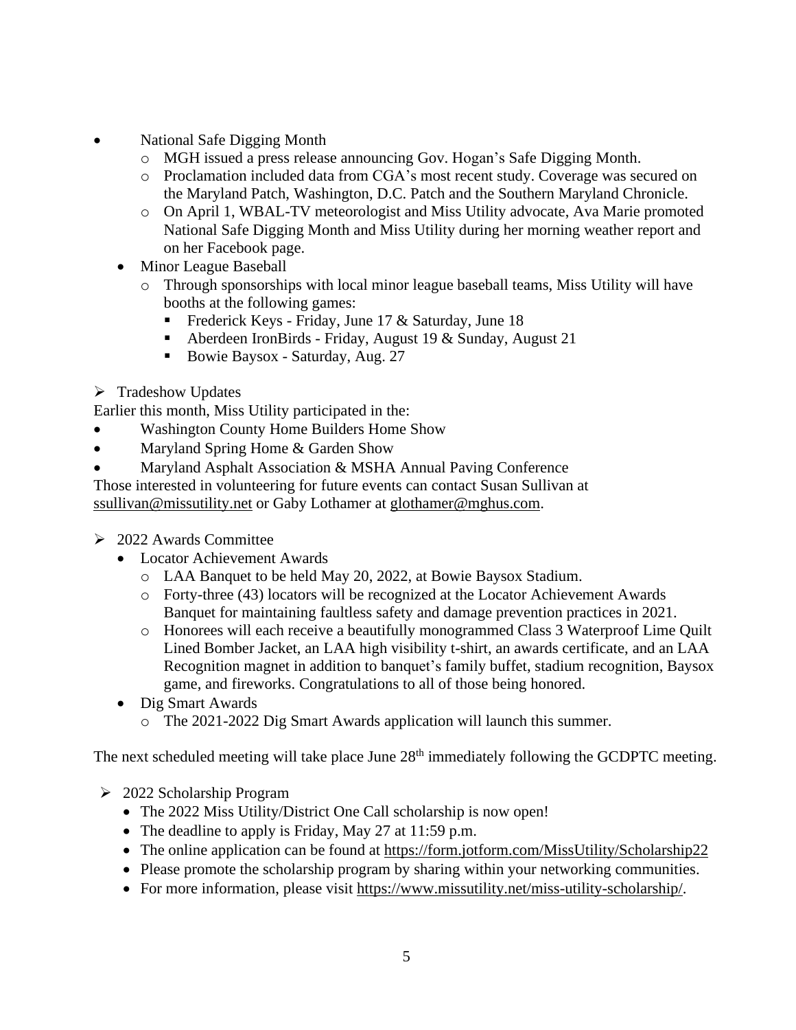- National Safe Digging Month
  - MGH issued a press release announcing Gov. Hogan's Safe Digging Month.
  - Proclamation included data from CGA's most recent study. Coverage was secured on the Maryland Patch, Washington, D.C. Patch and the Southern Maryland Chronicle.
  - On April 1, WBAL-TV meteorologist and Miss Utility advocate, Ava Marie promoted National Safe Digging Month and Miss Utility during her morning weather report and on her Facebook page.
- Minor League Baseball
  - Through sponsorships with local minor league baseball teams, Miss Utility will have booths at the following games:
    - Frederick Keys - Friday, June 17 & Saturday, June 18
    - Aberdeen IronBirds - Friday, August 19 & Sunday, August 21
    - Bowie Baysox - Saturday, Aug. 27

➢ Tradeshow Updates

Earlier this month, Miss Utility participated in the:

- Washington County Home Builders Home Show
- Maryland Spring Home & Garden Show
- Maryland Asphalt Association & MSHA Annual Paving Conference

Those interested in volunteering for future events can contact Susan Sullivan at ssullivan@missutility.net or Gaby Lothamer at glothamer@mghus.com.

➢ 2022 Awards Committee

- Locator Achievement Awards
  - LAA Banquet to be held May 20, 2022, at Bowie Baysox Stadium.
  - Forty-three (43) locators will be recognized at the Locator Achievement Awards Banquet for maintaining faultless safety and damage prevention practices in 2021.
  - Honorees will each receive a beautifully monogrammed Class 3 Waterproof Lime Quilt Lined Bomber Jacket, an LAA high visibility t-shirt, an awards certificate, and an LAA Recognition magnet in addition to banquet's family buffet, stadium recognition, Baysox game, and fireworks. Congratulations to all of those being honored.
- Dig Smart Awards
  - The 2021-2022 Dig Smart Awards application will launch this summer.

The next scheduled meeting will take place June 28th immediately following the GCDPTC meeting.

➢ 2022 Scholarship Program

- The 2022 Miss Utility/District One Call scholarship is now open!
- The deadline to apply is Friday, May 27 at 11:59 p.m.
- The online application can be found at https://form.jotform.com/MissUtility/Scholarship22
- Please promote the scholarship program by sharing within your networking communities.
- For more information, please visit https://www.missutility.net/miss-utility-scholarship/.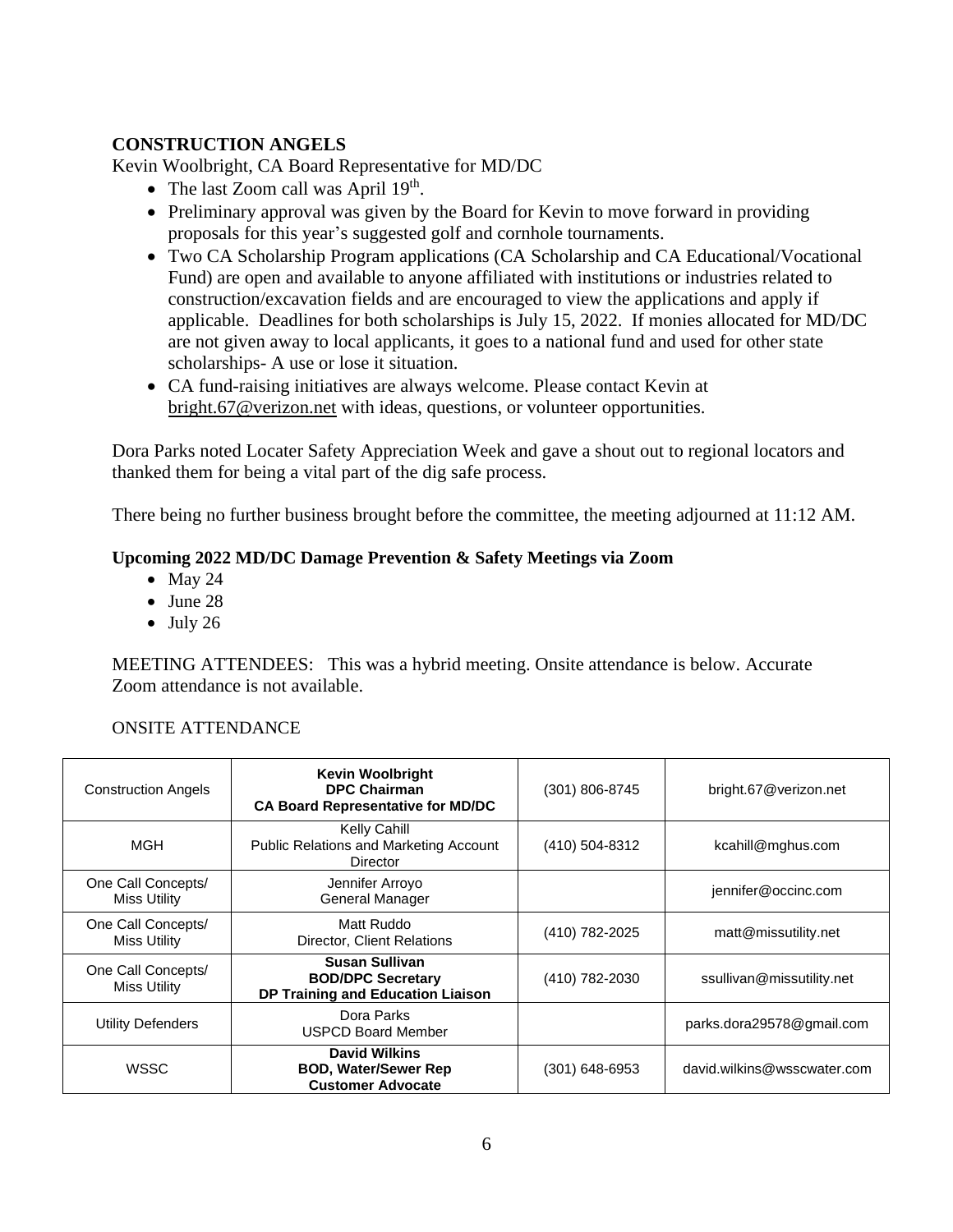**CONSTRUCTION ANGELS**

Kevin Woolbright, CA Board Representative for MD/DC

- The last Zoom call was April 19th.
- Preliminary approval was given by the Board for Kevin to move forward in providing proposals for this year's suggested golf and cornhole tournaments.
- Two CA Scholarship Program applications (CA Scholarship and CA Educational/Vocational Fund) are open and available to anyone affiliated with institutions or industries related to construction/excavation fields and are encouraged to view the applications and apply if applicable. Deadlines for both scholarships is July 15, 2022. If monies allocated for MD/DC are not given away to local applicants, it goes to a national fund and used for other state scholarships- A use or lose it situation.
- CA fund-raising initiatives are always welcome. Please contact Kevin at bright.67@verizon.net with ideas, questions, or volunteer opportunities.

Dora Parks noted Locater Safety Appreciation Week and gave a shout out to regional locators and thanked them for being a vital part of the dig safe process.

There being no further business brought before the committee, the meeting adjourned at 11:12 AM.

**Upcoming 2022 MD/DC Damage Prevention & Safety Meetings via Zoom**

- May 24
- June 28
- July 26

MEETING ATTENDEES: This was a hybrid meeting. Onsite attendance is below. Accurate Zoom attendance is not available.

ONSITE ATTENDANCE

| | | | |
|---|---|---|---|
| Construction Angels | **Kevin Woolbright<br>DPC Chairman<br>CA Board Representative for MD/DC** | (301) 806-8745 | bright.67@verizon.net |
| MGH | Kelly Cahill<br>Public Relations and Marketing Account Director | (410) 504-8312 | kcahill@mghus.com |
| One Call Concepts/ Miss Utility | Jennifer Arroyo<br>General Manager | | jennifer@occinc.com |
| One Call Concepts/ Miss Utility | Matt Ruddo<br>Director, Client Relations | (410) 782-2025 | matt@missutility.net |
| One Call Concepts/ Miss Utility | **Susan Sullivan<br>BOD/DPC Secretary<br>DP Training and Education Liaison** | (410) 782-2030 | ssullivan@missutility.net |
| Utility Defenders | Dora Parks<br>USPCD Board Member | | parks.dora29578@gmail.com |
| WSSC | **David Wilkins<br>BOD, Water/Sewer Rep<br>Customer Advocate** | (301) 648-6953 | david.wilkins@wsscwater.com |